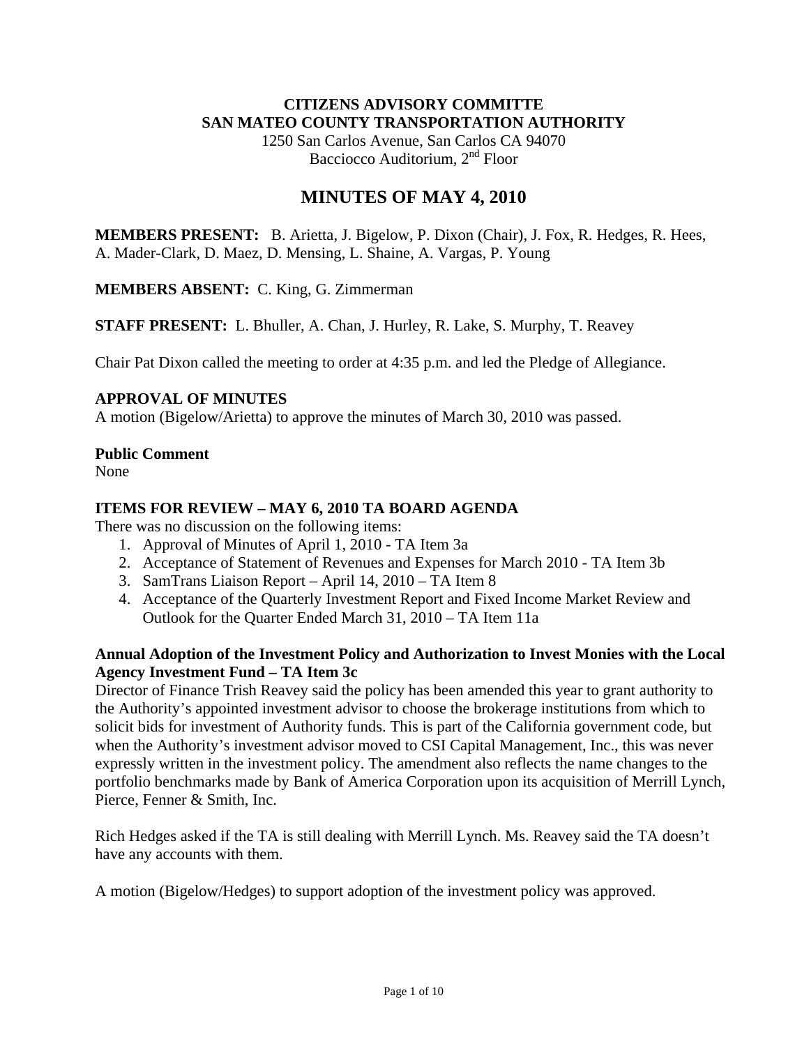**CITIZENS ADVISORY COMMITTE**
**SAN MATEO COUNTY TRANSPORTATION AUTHORITY**
1250 San Carlos Avenue, San Carlos CA 94070
Bacciocco Auditorium, 2nd Floor

# MINUTES OF MAY 4, 2010

**MEMBERS PRESENT:** B. Arietta, J. Bigelow, P. Dixon (Chair), J. Fox, R. Hedges, R. Hees, A. Mader-Clark, D. Maez, D. Mensing, L. Shaine, A. Vargas, P. Young

**MEMBERS ABSENT:** C. King, G. Zimmerman

**STAFF PRESENT:** L. Bhuller, A. Chan, J. Hurley, R. Lake, S. Murphy, T. Reavey

Chair Pat Dixon called the meeting to order at 4:35 p.m. and led the Pledge of Allegiance.

**APPROVAL OF MINUTES**

A motion (Bigelow/Arietta) to approve the minutes of March 30, 2010 was passed.

**Public Comment**

None

**ITEMS FOR REVIEW – MAY 6, 2010 TA BOARD AGENDA**

There was no discussion on the following items:

1. Approval of Minutes of April 1, 2010 - TA Item 3a
2. Acceptance of Statement of Revenues and Expenses for March 2010 - TA Item 3b
3. SamTrans Liaison Report – April 14, 2010 – TA Item 8
4. Acceptance of the Quarterly Investment Report and Fixed Income Market Review and Outlook for the Quarter Ended March 31, 2010 – TA Item 11a

**Annual Adoption of the Investment Policy and Authorization to Invest Monies with the Local Agency Investment Fund – TA Item 3c**

Director of Finance Trish Reavey said the policy has been amended this year to grant authority to the Authority's appointed investment advisor to choose the brokerage institutions from which to solicit bids for investment of Authority funds. This is part of the California government code, but when the Authority's investment advisor moved to CSI Capital Management, Inc., this was never expressly written in the investment policy. The amendment also reflects the name changes to the portfolio benchmarks made by Bank of America Corporation upon its acquisition of Merrill Lynch, Pierce, Fenner & Smith, Inc.

Rich Hedges asked if the TA is still dealing with Merrill Lynch. Ms. Reavey said the TA doesn't have any accounts with them.

A motion (Bigelow/Hedges) to support adoption of the investment policy was approved.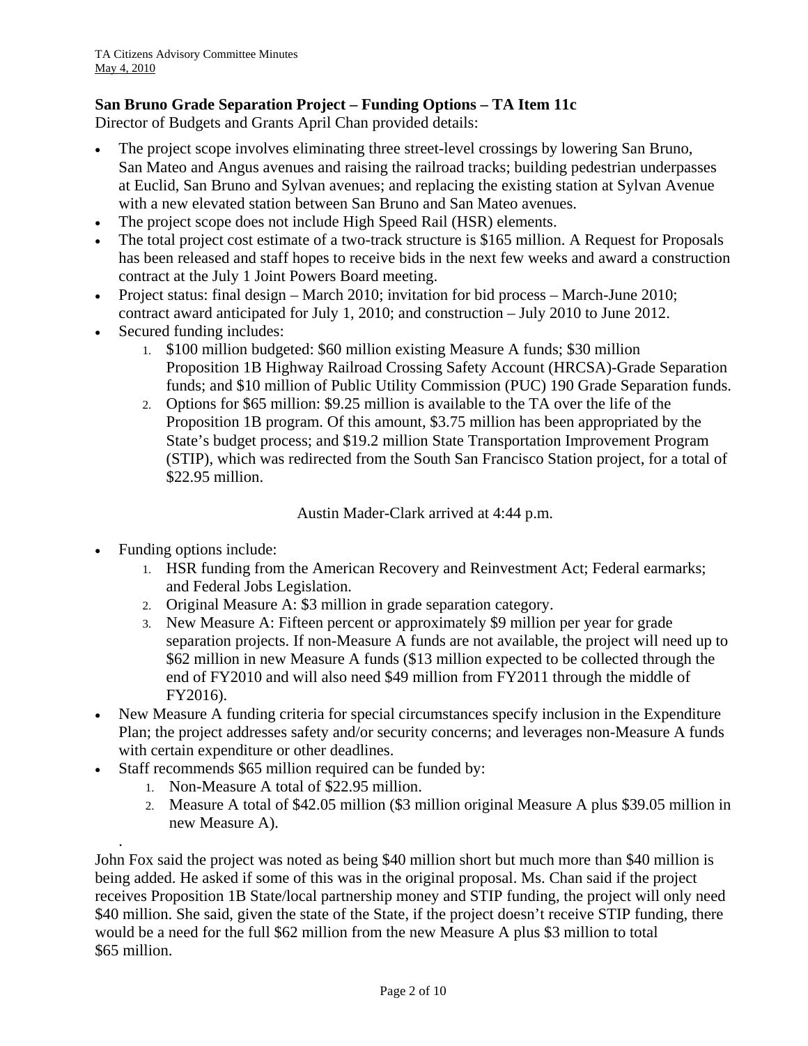**San Bruno Grade Separation Project – Funding Options – TA Item 11c**
Director of Budgets and Grants April Chan provided details:

- The project scope involves eliminating three street-level crossings by lowering San Bruno, San Mateo and Angus avenues and raising the railroad tracks; building pedestrian underpasses at Euclid, San Bruno and Sylvan avenues; and replacing the existing station at Sylvan Avenue with a new elevated station between San Bruno and San Mateo avenues.
- The project scope does not include High Speed Rail (HSR) elements.
- The total project cost estimate of a two-track structure is $165 million. A Request for Proposals has been released and staff hopes to receive bids in the next few weeks and award a construction contract at the July 1 Joint Powers Board meeting.
- Project status: final design – March 2010; invitation for bid process – March-June 2010; contract award anticipated for July 1, 2010; and construction – July 2010 to June 2012.
- Secured funding includes:
    1. $100 million budgeted: $60 million existing Measure A funds; $30 million Proposition 1B Highway Railroad Crossing Safety Account (HRCSA)-Grade Separation funds; and $10 million of Public Utility Commission (PUC) 190 Grade Separation funds.
    2. Options for $65 million: $9.25 million is available to the TA over the life of the Proposition 1B program. Of this amount, $3.75 million has been appropriated by the State's budget process; and $19.2 million State Transportation Improvement Program (STIP), which was redirected from the South San Francisco Station project, for a total of $22.95 million.

Austin Mader-Clark arrived at 4:44 p.m.

- Funding options include:
    1. HSR funding from the American Recovery and Reinvestment Act; Federal earmarks; and Federal Jobs Legislation.
    2. Original Measure A: $3 million in grade separation category.
    3. New Measure A: Fifteen percent or approximately $9 million per year for grade separation projects. If non-Measure A funds are not available, the project will need up to $62 million in new Measure A funds ($13 million expected to be collected through the end of FY2010 and will also need $49 million from FY2011 through the middle of FY2016).
- New Measure A funding criteria for special circumstances specify inclusion in the Expenditure Plan; the project addresses safety and/or security concerns; and leverages non-Measure A funds with certain expenditure or other deadlines.
- Staff recommends $65 million required can be funded by:
    1. Non-Measure A total of $22.95 million.
    2. Measure A total of $42.05 million ($3 million original Measure A plus $39.05 million in new Measure A).

.

John Fox said the project was noted as being $40 million short but much more than $40 million is being added. He asked if some of this was in the original proposal. Ms. Chan said if the project receives Proposition 1B State/local partnership money and STIP funding, the project will only need $40 million. She said, given the state of the State, if the project doesn't receive STIP funding, there would be a need for the full $62 million from the new Measure A plus $3 million to total $65 million.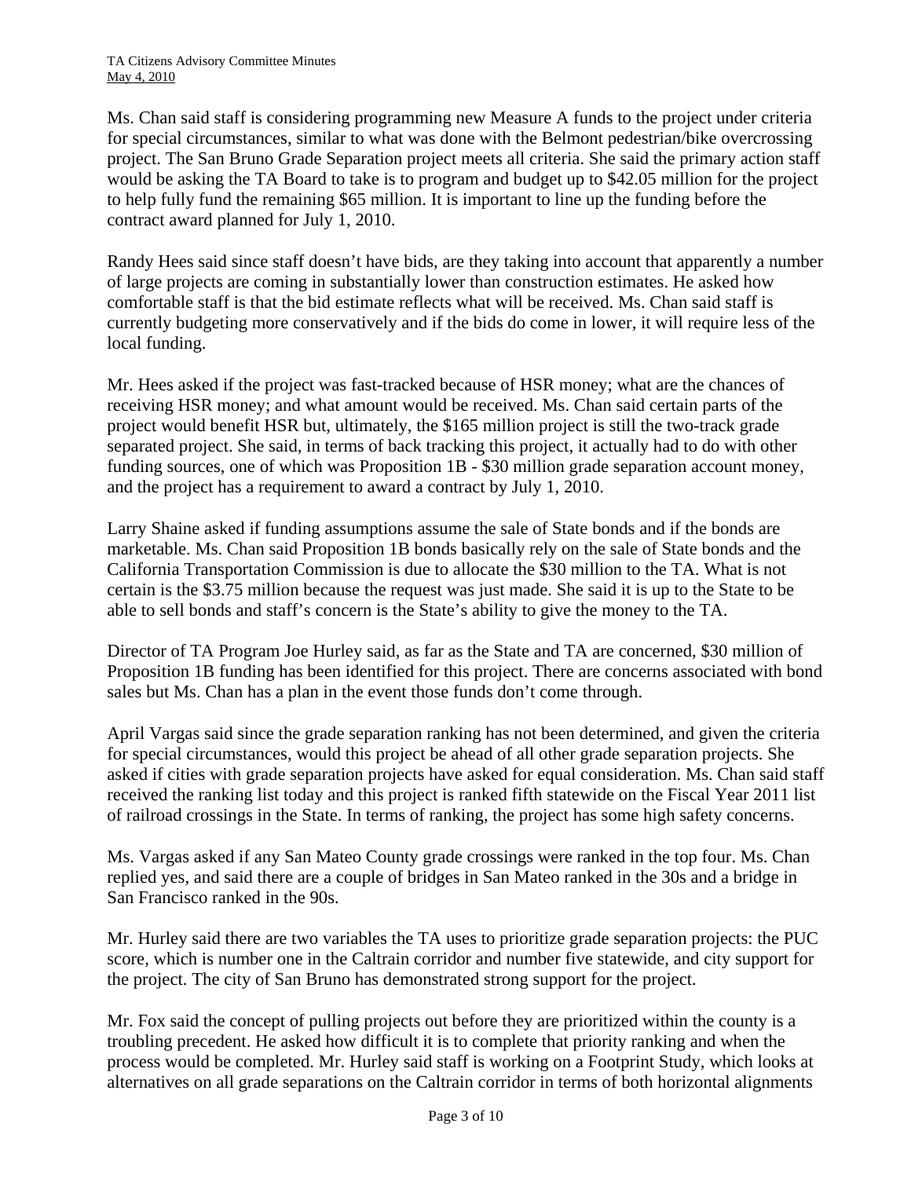Ms. Chan said staff is considering programming new Measure A funds to the project under criteria for special circumstances, similar to what was done with the Belmont pedestrian/bike overcrossing project. The San Bruno Grade Separation project meets all criteria. She said the primary action staff would be asking the TA Board to take is to program and budget up to $42.05 million for the project to help fully fund the remaining $65 million. It is important to line up the funding before the contract award planned for July 1, 2010.

Randy Hees said since staff doesn't have bids, are they taking into account that apparently a number of large projects are coming in substantially lower than construction estimates. He asked how comfortable staff is that the bid estimate reflects what will be received. Ms. Chan said staff is currently budgeting more conservatively and if the bids do come in lower, it will require less of the local funding.

Mr. Hees asked if the project was fast-tracked because of HSR money; what are the chances of receiving HSR money; and what amount would be received. Ms. Chan said certain parts of the project would benefit HSR but, ultimately, the $165 million project is still the two-track grade separated project. She said, in terms of back tracking this project, it actually had to do with other funding sources, one of which was Proposition 1B - $30 million grade separation account money, and the project has a requirement to award a contract by July 1, 2010.

Larry Shaine asked if funding assumptions assume the sale of State bonds and if the bonds are marketable. Ms. Chan said Proposition 1B bonds basically rely on the sale of State bonds and the California Transportation Commission is due to allocate the $30 million to the TA. What is not certain is the $3.75 million because the request was just made. She said it is up to the State to be able to sell bonds and staff's concern is the State's ability to give the money to the TA.

Director of TA Program Joe Hurley said, as far as the State and TA are concerned, $30 million of Proposition 1B funding has been identified for this project. There are concerns associated with bond sales but Ms. Chan has a plan in the event those funds don't come through.

April Vargas said since the grade separation ranking has not been determined, and given the criteria for special circumstances, would this project be ahead of all other grade separation projects. She asked if cities with grade separation projects have asked for equal consideration. Ms. Chan said staff received the ranking list today and this project is ranked fifth statewide on the Fiscal Year 2011 list of railroad crossings in the State. In terms of ranking, the project has some high safety concerns.

Ms. Vargas asked if any San Mateo County grade crossings were ranked in the top four. Ms. Chan replied yes, and said there are a couple of bridges in San Mateo ranked in the 30s and a bridge in San Francisco ranked in the 90s.

Mr. Hurley said there are two variables the TA uses to prioritize grade separation projects: the PUC score, which is number one in the Caltrain corridor and number five statewide, and city support for the project. The city of San Bruno has demonstrated strong support for the project.

Mr. Fox said the concept of pulling projects out before they are prioritized within the county is a troubling precedent. He asked how difficult it is to complete that priority ranking and when the process would be completed. Mr. Hurley said staff is working on a Footprint Study, which looks at alternatives on all grade separations on the Caltrain corridor in terms of both horizontal alignments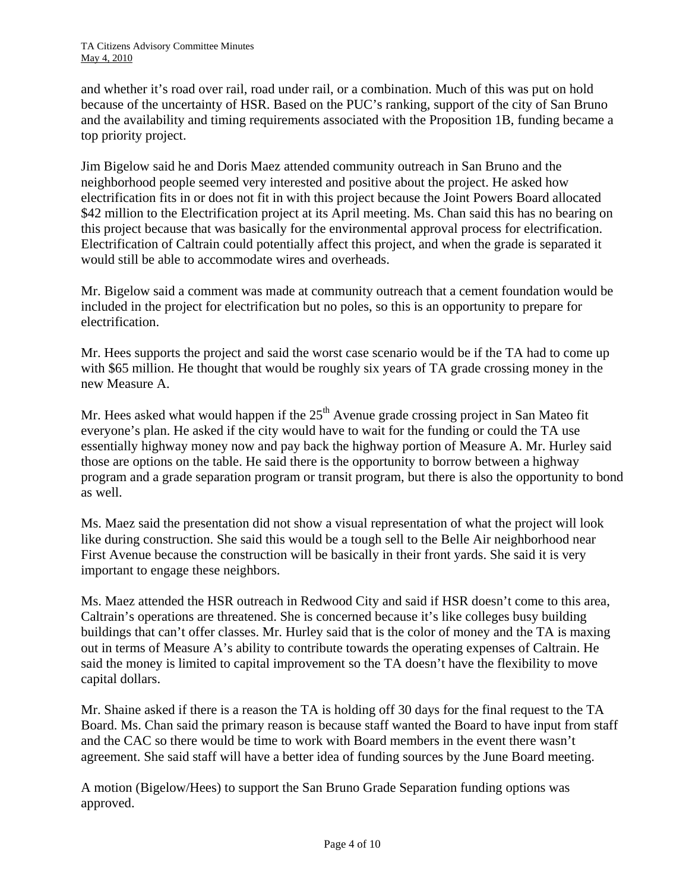and whether it's road over rail, road under rail, or a combination. Much of this was put on hold because of the uncertainty of HSR. Based on the PUC's ranking, support of the city of San Bruno and the availability and timing requirements associated with the Proposition 1B, funding became a top priority project.

Jim Bigelow said he and Doris Maez attended community outreach in San Bruno and the neighborhood people seemed very interested and positive about the project. He asked how electrification fits in or does not fit in with this project because the Joint Powers Board allocated \$42 million to the Electrification project at its April meeting. Ms. Chan said this has no bearing on this project because that was basically for the environmental approval process for electrification. Electrification of Caltrain could potentially affect this project, and when the grade is separated it would still be able to accommodate wires and overheads.

Mr. Bigelow said a comment was made at community outreach that a cement foundation would be included in the project for electrification but no poles, so this is an opportunity to prepare for electrification.

Mr. Hees supports the project and said the worst case scenario would be if the TA had to come up with \$65 million. He thought that would be roughly six years of TA grade crossing money in the new Measure A.

Mr. Hees asked what would happen if the 25th Avenue grade crossing project in San Mateo fit everyone's plan. He asked if the city would have to wait for the funding or could the TA use essentially highway money now and pay back the highway portion of Measure A. Mr. Hurley said those are options on the table. He said there is the opportunity to borrow between a highway program and a grade separation program or transit program, but there is also the opportunity to bond as well.

Ms. Maez said the presentation did not show a visual representation of what the project will look like during construction. She said this would be a tough sell to the Belle Air neighborhood near First Avenue because the construction will be basically in their front yards. She said it is very important to engage these neighbors.

Ms. Maez attended the HSR outreach in Redwood City and said if HSR doesn't come to this area, Caltrain's operations are threatened. She is concerned because it's like colleges busy building buildings that can't offer classes. Mr. Hurley said that is the color of money and the TA is maxing out in terms of Measure A's ability to contribute towards the operating expenses of Caltrain. He said the money is limited to capital improvement so the TA doesn't have the flexibility to move capital dollars.

Mr. Shaine asked if there is a reason the TA is holding off 30 days for the final request to the TA Board. Ms. Chan said the primary reason is because staff wanted the Board to have input from staff and the CAC so there would be time to work with Board members in the event there wasn't agreement. She said staff will have a better idea of funding sources by the June Board meeting.

A motion (Bigelow/Hees) to support the San Bruno Grade Separation funding options was approved.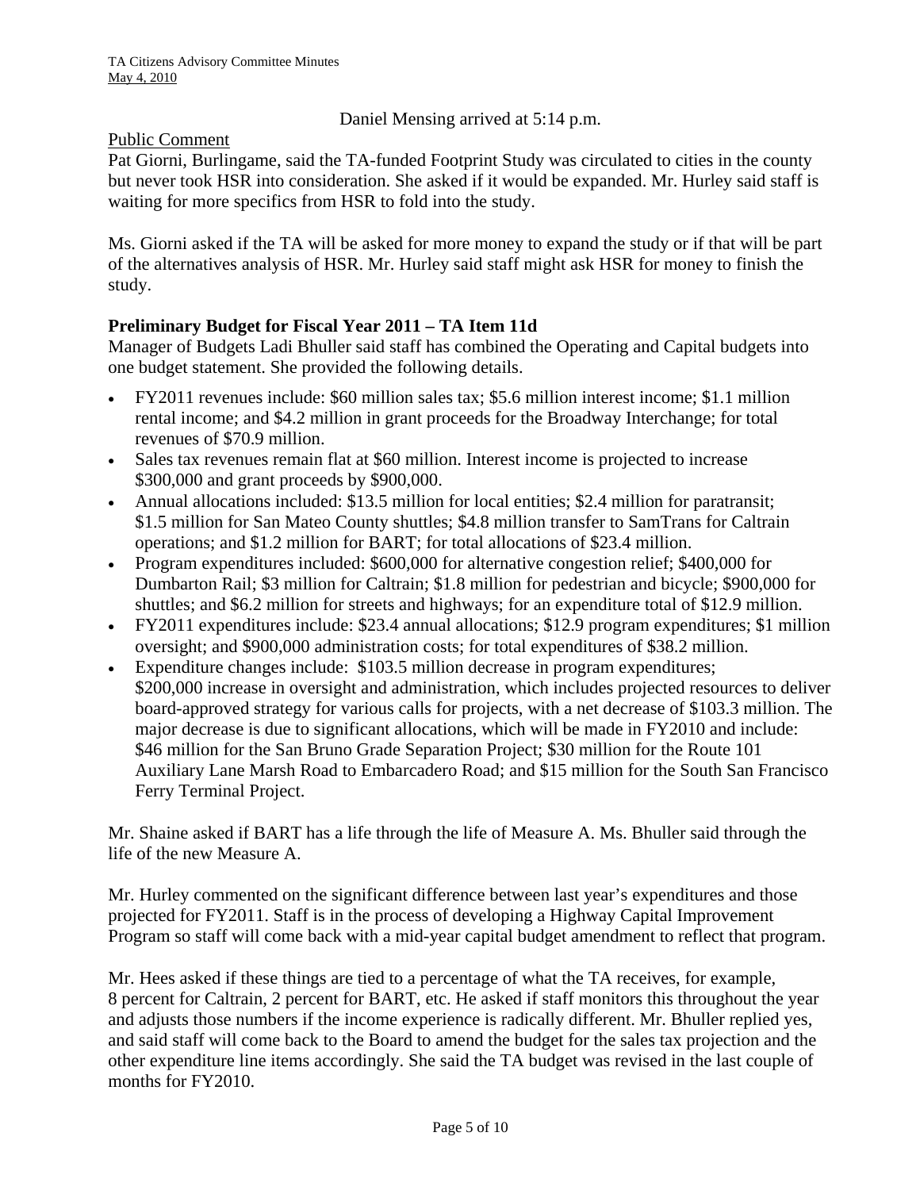Daniel Mensing arrived at 5:14 p.m.

Public Comment

Pat Giorni, Burlingame, said the TA-funded Footprint Study was circulated to cities in the county but never took HSR into consideration. She asked if it would be expanded. Mr. Hurley said staff is waiting for more specifics from HSR to fold into the study.

Ms. Giorni asked if the TA will be asked for more money to expand the study or if that will be part of the alternatives analysis of HSR. Mr. Hurley said staff might ask HSR for money to finish the study.

**Preliminary Budget for Fiscal Year 2011 – TA Item 11d**

Manager of Budgets Ladi Bhuller said staff has combined the Operating and Capital budgets into one budget statement. She provided the following details.

- FY2011 revenues include: $60 million sales tax; $5.6 million interest income; $1.1 million rental income; and $4.2 million in grant proceeds for the Broadway Interchange; for total revenues of $70.9 million.
- Sales tax revenues remain flat at $60 million. Interest income is projected to increase $300,000 and grant proceeds by $900,000.
- Annual allocations included: $13.5 million for local entities; $2.4 million for paratransit; $1.5 million for San Mateo County shuttles; $4.8 million transfer to SamTrans for Caltrain operations; and $1.2 million for BART; for total allocations of $23.4 million.
- Program expenditures included: $600,000 for alternative congestion relief; $400,000 for Dumbarton Rail; $3 million for Caltrain; $1.8 million for pedestrian and bicycle; $900,000 for shuttles; and $6.2 million for streets and highways; for an expenditure total of $12.9 million.
- FY2011 expenditures include: $23.4 annual allocations; $12.9 program expenditures; $1 million oversight; and $900,000 administration costs; for total expenditures of $38.2 million.
- Expenditure changes include: $103.5 million decrease in program expenditures; $200,000 increase in oversight and administration, which includes projected resources to deliver board-approved strategy for various calls for projects, with a net decrease of $103.3 million. The major decrease is due to significant allocations, which will be made in FY2010 and include: $46 million for the San Bruno Grade Separation Project; $30 million for the Route 101 Auxiliary Lane Marsh Road to Embarcadero Road; and $15 million for the South San Francisco Ferry Terminal Project.

Mr. Shaine asked if BART has a life through the life of Measure A. Ms. Bhuller said through the life of the new Measure A.

Mr. Hurley commented on the significant difference between last year's expenditures and those projected for FY2011. Staff is in the process of developing a Highway Capital Improvement Program so staff will come back with a mid-year capital budget amendment to reflect that program.

Mr. Hees asked if these things are tied to a percentage of what the TA receives, for example, 8 percent for Caltrain, 2 percent for BART, etc. He asked if staff monitors this throughout the year and adjusts those numbers if the income experience is radically different. Mr. Bhuller replied yes, and said staff will come back to the Board to amend the budget for the sales tax projection and the other expenditure line items accordingly. She said the TA budget was revised in the last couple of months for FY2010.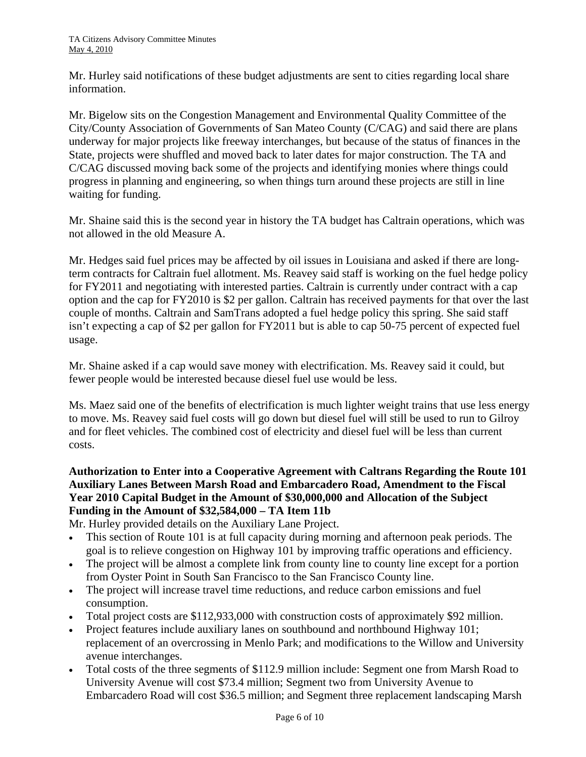Mr. Hurley said notifications of these budget adjustments are sent to cities regarding local share information.

Mr. Bigelow sits on the Congestion Management and Environmental Quality Committee of the City/County Association of Governments of San Mateo County (C/CAG) and said there are plans underway for major projects like freeway interchanges, but because of the status of finances in the State, projects were shuffled and moved back to later dates for major construction. The TA and C/CAG discussed moving back some of the projects and identifying monies where things could progress in planning and engineering, so when things turn around these projects are still in line waiting for funding.

Mr. Shaine said this is the second year in history the TA budget has Caltrain operations, which was not allowed in the old Measure A.

Mr. Hedges said fuel prices may be affected by oil issues in Louisiana and asked if there are long-term contracts for Caltrain fuel allotment. Ms. Reavey said staff is working on the fuel hedge policy for FY2011 and negotiating with interested parties. Caltrain is currently under contract with a cap option and the cap for FY2010 is $2 per gallon. Caltrain has received payments for that over the last couple of months. Caltrain and SamTrans adopted a fuel hedge policy this spring. She said staff isn't expecting a cap of $2 per gallon for FY2011 but is able to cap 50-75 percent of expected fuel usage.

Mr. Shaine asked if a cap would save money with electrification. Ms. Reavey said it could, but fewer people would be interested because diesel fuel use would be less.

Ms. Maez said one of the benefits of electrification is much lighter weight trains that use less energy to move. Ms. Reavey said fuel costs will go down but diesel fuel will still be used to run to Gilroy and for fleet vehicles. The combined cost of electricity and diesel fuel will be less than current costs.

**Authorization to Enter into a Cooperative Agreement with Caltrans Regarding the Route 101 Auxiliary Lanes Between Marsh Road and Embarcadero Road, Amendment to the Fiscal Year 2010 Capital Budget in the Amount of $30,000,000 and Allocation of the Subject Funding in the Amount of $32,584,000 – TA Item 11b**

Mr. Hurley provided details on the Auxiliary Lane Project.

- This section of Route 101 is at full capacity during morning and afternoon peak periods. The goal is to relieve congestion on Highway 101 by improving traffic operations and efficiency.
- The project will be almost a complete link from county line to county line except for a portion from Oyster Point in South San Francisco to the San Francisco County line.
- The project will increase travel time reductions, and reduce carbon emissions and fuel consumption.
- Total project costs are $112,933,000 with construction costs of approximately $92 million.
- Project features include auxiliary lanes on southbound and northbound Highway 101; replacement of an overcrossing in Menlo Park; and modifications to the Willow and University avenue interchanges.
- Total costs of the three segments of $112.9 million include: Segment one from Marsh Road to University Avenue will cost $73.4 million; Segment two from University Avenue to Embarcadero Road will cost $36.5 million; and Segment three replacement landscaping Marsh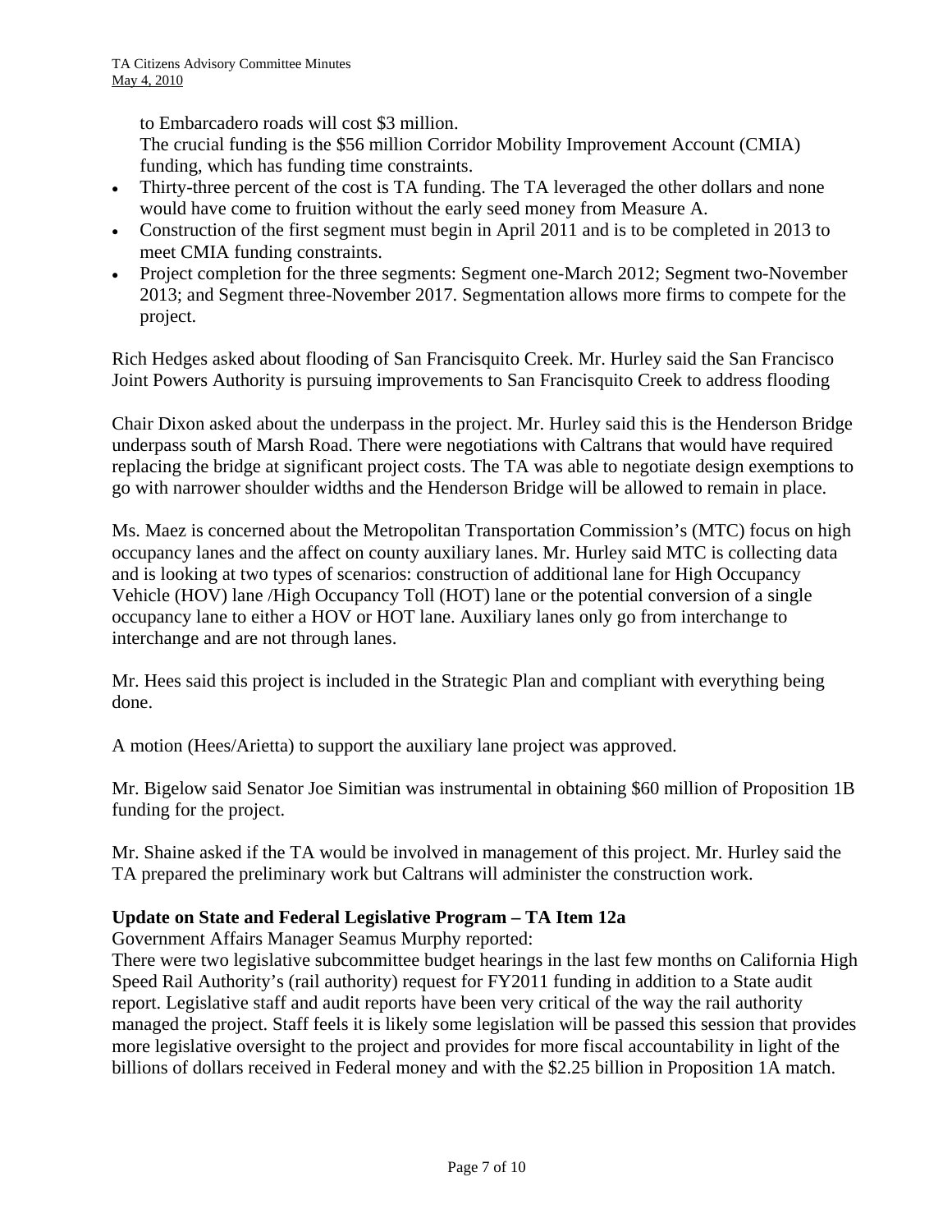to Embarcadero roads will cost $3 million.
The crucial funding is the $56 million Corridor Mobility Improvement Account (CMIA) funding, which has funding time constraints.

- Thirty-three percent of the cost is TA funding. The TA leveraged the other dollars and none would have come to fruition without the early seed money from Measure A.
- Construction of the first segment must begin in April 2011 and is to be completed in 2013 to meet CMIA funding constraints.
- Project completion for the three segments: Segment one-March 2012; Segment two-November 2013; and Segment three-November 2017. Segmentation allows more firms to compete for the project.

Rich Hedges asked about flooding of San Francisquito Creek. Mr. Hurley said the San Francisco Joint Powers Authority is pursuing improvements to San Francisquito Creek to address flooding

Chair Dixon asked about the underpass in the project. Mr. Hurley said this is the Henderson Bridge underpass south of Marsh Road. There were negotiations with Caltrans that would have required replacing the bridge at significant project costs. The TA was able to negotiate design exemptions to go with narrower shoulder widths and the Henderson Bridge will be allowed to remain in place.

Ms. Maez is concerned about the Metropolitan Transportation Commission's (MTC) focus on high occupancy lanes and the affect on county auxiliary lanes. Mr. Hurley said MTC is collecting data and is looking at two types of scenarios: construction of additional lane for High Occupancy Vehicle (HOV) lane /High Occupancy Toll (HOT) lane or the potential conversion of a single occupancy lane to either a HOV or HOT lane. Auxiliary lanes only go from interchange to interchange and are not through lanes.

Mr. Hees said this project is included in the Strategic Plan and compliant with everything being done.

A motion (Hees/Arietta) to support the auxiliary lane project was approved.

Mr. Bigelow said Senator Joe Simitian was instrumental in obtaining $60 million of Proposition 1B funding for the project.

Mr. Shaine asked if the TA would be involved in management of this project. Mr. Hurley said the TA prepared the preliminary work but Caltrans will administer the construction work.

**Update on State and Federal Legislative Program – TA Item 12a**

Government Affairs Manager Seamus Murphy reported:

There were two legislative subcommittee budget hearings in the last few months on California High Speed Rail Authority's (rail authority) request for FY2011 funding in addition to a State audit report. Legislative staff and audit reports have been very critical of the way the rail authority managed the project. Staff feels it is likely some legislation will be passed this session that provides more legislative oversight to the project and provides for more fiscal accountability in light of the billions of dollars received in Federal money and with the $2.25 billion in Proposition 1A match.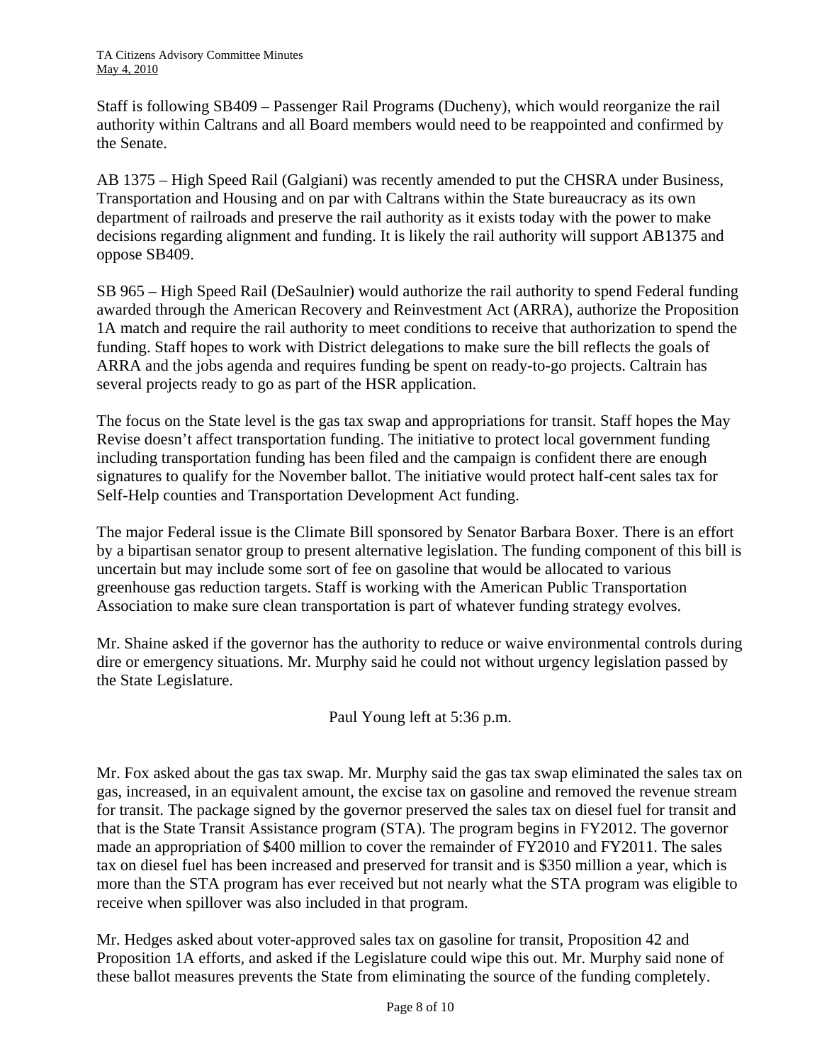Staff is following SB409 – Passenger Rail Programs (Ducheny), which would reorganize the rail authority within Caltrans and all Board members would need to be reappointed and confirmed by the Senate.

AB 1375 – High Speed Rail (Galgiani) was recently amended to put the CHSRA under Business, Transportation and Housing and on par with Caltrans within the State bureaucracy as its own department of railroads and preserve the rail authority as it exists today with the power to make decisions regarding alignment and funding. It is likely the rail authority will support AB1375 and oppose SB409.

SB 965 – High Speed Rail (DeSaulnier) would authorize the rail authority to spend Federal funding awarded through the American Recovery and Reinvestment Act (ARRA), authorize the Proposition 1A match and require the rail authority to meet conditions to receive that authorization to spend the funding. Staff hopes to work with District delegations to make sure the bill reflects the goals of ARRA and the jobs agenda and requires funding be spent on ready-to-go projects. Caltrain has several projects ready to go as part of the HSR application.

The focus on the State level is the gas tax swap and appropriations for transit. Staff hopes the May Revise doesn't affect transportation funding. The initiative to protect local government funding including transportation funding has been filed and the campaign is confident there are enough signatures to qualify for the November ballot. The initiative would protect half-cent sales tax for Self-Help counties and Transportation Development Act funding.

The major Federal issue is the Climate Bill sponsored by Senator Barbara Boxer. There is an effort by a bipartisan senator group to present alternative legislation. The funding component of this bill is uncertain but may include some sort of fee on gasoline that would be allocated to various greenhouse gas reduction targets. Staff is working with the American Public Transportation Association to make sure clean transportation is part of whatever funding strategy evolves.

Mr. Shaine asked if the governor has the authority to reduce or waive environmental controls during dire or emergency situations. Mr. Murphy said he could not without urgency legislation passed by the State Legislature.

Paul Young left at 5:36 p.m.

Mr. Fox asked about the gas tax swap. Mr. Murphy said the gas tax swap eliminated the sales tax on gas, increased, in an equivalent amount, the excise tax on gasoline and removed the revenue stream for transit. The package signed by the governor preserved the sales tax on diesel fuel for transit and that is the State Transit Assistance program (STA). The program begins in FY2012. The governor made an appropriation of $400 million to cover the remainder of FY2010 and FY2011. The sales tax on diesel fuel has been increased and preserved for transit and is $350 million a year, which is more than the STA program has ever received but not nearly what the STA program was eligible to receive when spillover was also included in that program.

Mr. Hedges asked about voter-approved sales tax on gasoline for transit, Proposition 42 and Proposition 1A efforts, and asked if the Legislature could wipe this out. Mr. Murphy said none of these ballot measures prevents the State from eliminating the source of the funding completely.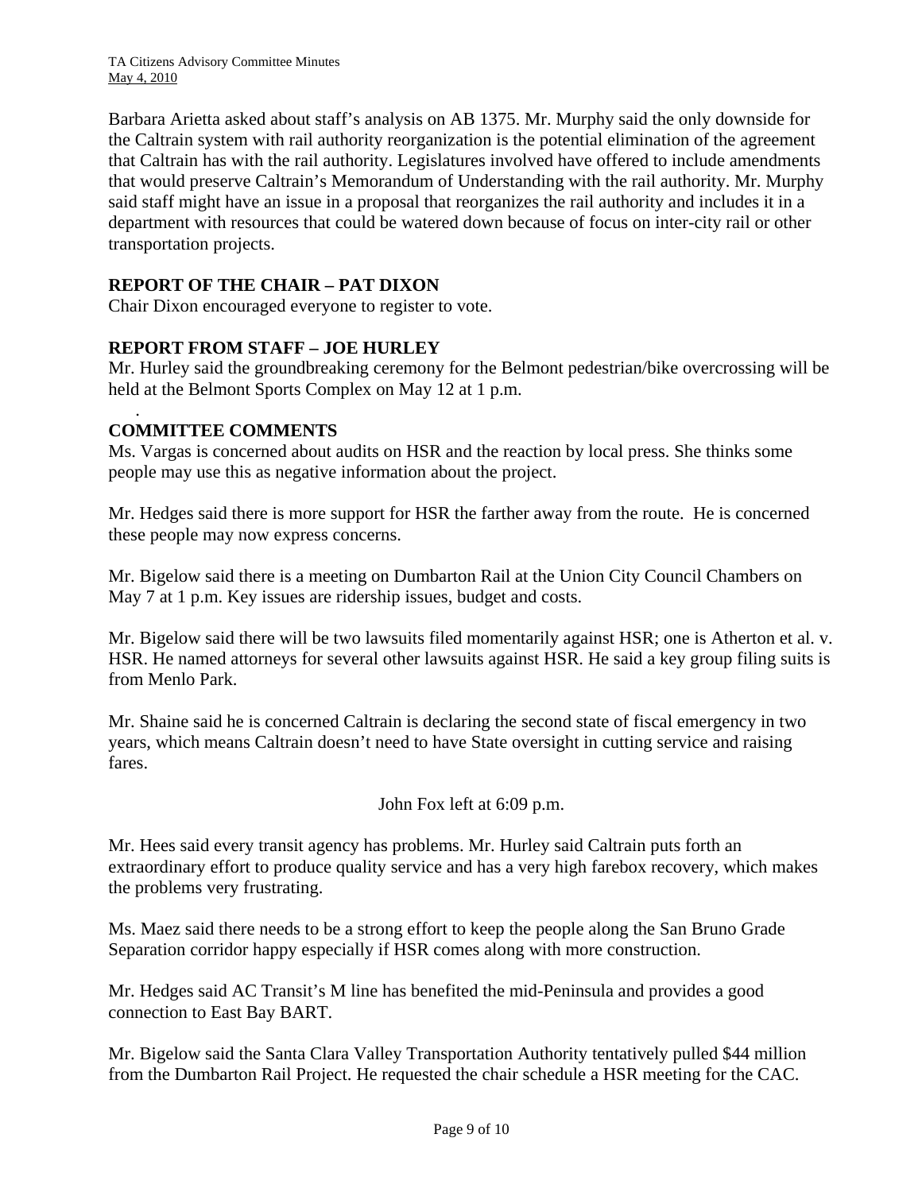Barbara Arietta asked about staff's analysis on AB 1375. Mr. Murphy said the only downside for the Caltrain system with rail authority reorganization is the potential elimination of the agreement that Caltrain has with the rail authority. Legislatures involved have offered to include amendments that would preserve Caltrain's Memorandum of Understanding with the rail authority. Mr. Murphy said staff might have an issue in a proposal that reorganizes the rail authority and includes it in a department with resources that could be watered down because of focus on inter-city rail or other transportation projects.

**REPORT OF THE CHAIR – PAT DIXON**

Chair Dixon encouraged everyone to register to vote.

**REPORT FROM STAFF – JOE HURLEY**

Mr. Hurley said the groundbreaking ceremony for the Belmont pedestrian/bike overcrossing will be held at the Belmont Sports Complex on May 12 at 1 p.m.

.

**COMMITTEE COMMENTS**

Ms. Vargas is concerned about audits on HSR and the reaction by local press. She thinks some people may use this as negative information about the project.

Mr. Hedges said there is more support for HSR the farther away from the route. He is concerned these people may now express concerns.

Mr. Bigelow said there is a meeting on Dumbarton Rail at the Union City Council Chambers on May 7 at 1 p.m. Key issues are ridership issues, budget and costs.

Mr. Bigelow said there will be two lawsuits filed momentarily against HSR; one is Atherton et al. v. HSR. He named attorneys for several other lawsuits against HSR. He said a key group filing suits is from Menlo Park.

Mr. Shaine said he is concerned Caltrain is declaring the second state of fiscal emergency in two years, which means Caltrain doesn't need to have State oversight in cutting service and raising fares.

John Fox left at 6:09 p.m.

Mr. Hees said every transit agency has problems. Mr. Hurley said Caltrain puts forth an extraordinary effort to produce quality service and has a very high farebox recovery, which makes the problems very frustrating.

Ms. Maez said there needs to be a strong effort to keep the people along the San Bruno Grade Separation corridor happy especially if HSR comes along with more construction.

Mr. Hedges said AC Transit's M line has benefited the mid-Peninsula and provides a good connection to East Bay BART.

Mr. Bigelow said the Santa Clara Valley Transportation Authority tentatively pulled $44 million from the Dumbarton Rail Project. He requested the chair schedule a HSR meeting for the CAC.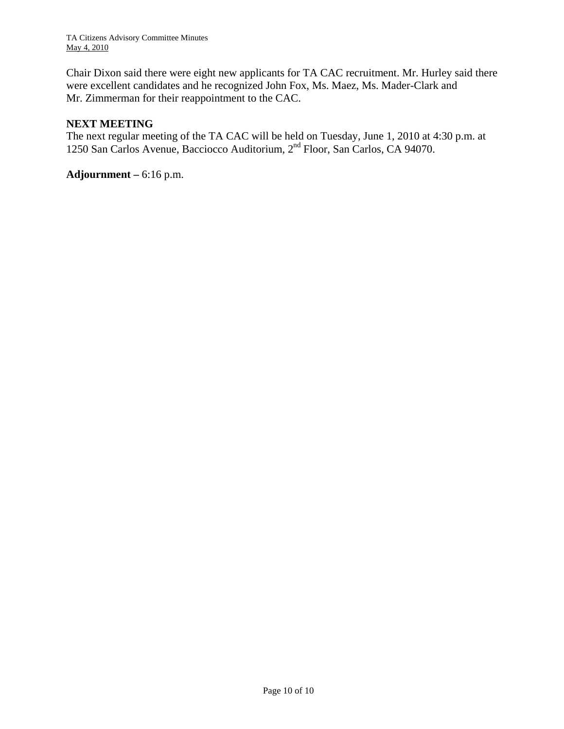Chair Dixon said there were eight new applicants for TA CAC recruitment. Mr. Hurley said there were excellent candidates and he recognized John Fox, Ms. Maez, Ms. Mader-Clark and Mr. Zimmerman for their reappointment to the CAC.

**NEXT MEETING**

The next regular meeting of the TA CAC will be held on Tuesday, June 1, 2010 at 4:30 p.m. at 1250 San Carlos Avenue, Bacciocco Auditorium, 2nd Floor, San Carlos, CA 94070.

**Adjournment –** 6:16 p.m.